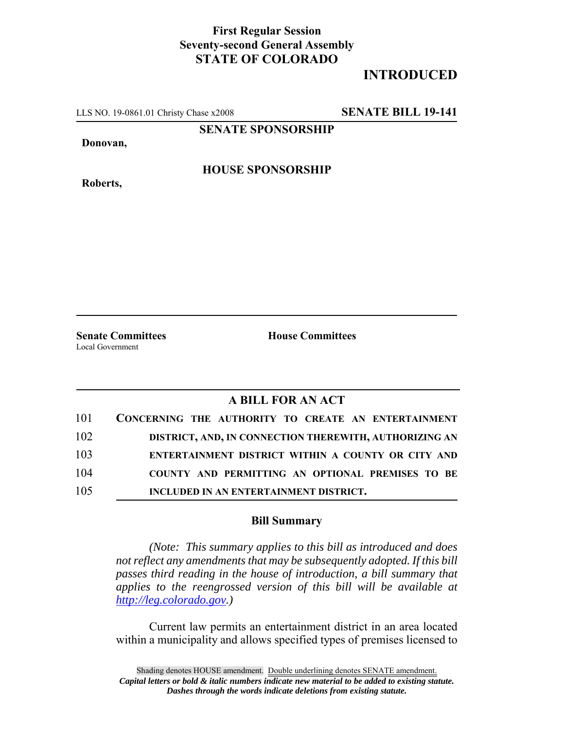**First Regular Session**
**Seventy-second General Assembly**
**STATE OF COLORADO**

# INTRODUCED

LLS NO. 19-0861.01 Christy Chase x2008 **SENATE BILL 19-141**

**SENATE SPONSORSHIP**

**Donovan,**

**HOUSE SPONSORSHIP**

**Roberts,**

**Senate Committees**
Local Government

**House Committees**

## A BILL FOR AN ACT

101 **CONCERNING THE AUTHORITY TO CREATE AN ENTERTAINMENT**
102 **DISTRICT, AND, IN CONNECTION THEREWITH, AUTHORIZING AN**
103 **ENTERTAINMENT DISTRICT WITHIN A COUNTY OR CITY AND**
104 **COUNTY AND PERMITTING AN OPTIONAL PREMISES TO BE**
105 **INCLUDED IN AN ENTERTAINMENT DISTRICT.**

### Bill Summary

*(Note: This summary applies to this bill as introduced and does not reflect any amendments that may be subsequently adopted. If this bill passes third reading in the house of introduction, a bill summary that applies to the reengrossed version of this bill will be available at http://leg.colorado.gov.)*

Current law permits an entertainment district in an area located within a municipality and allows specified types of premises licensed to

Shading denotes HOUSE amendment. Double underlining denotes SENATE amendment.
*Capital letters or bold & italic numbers indicate new material to be added to existing statute.*
*Dashes through the words indicate deletions from existing statute.*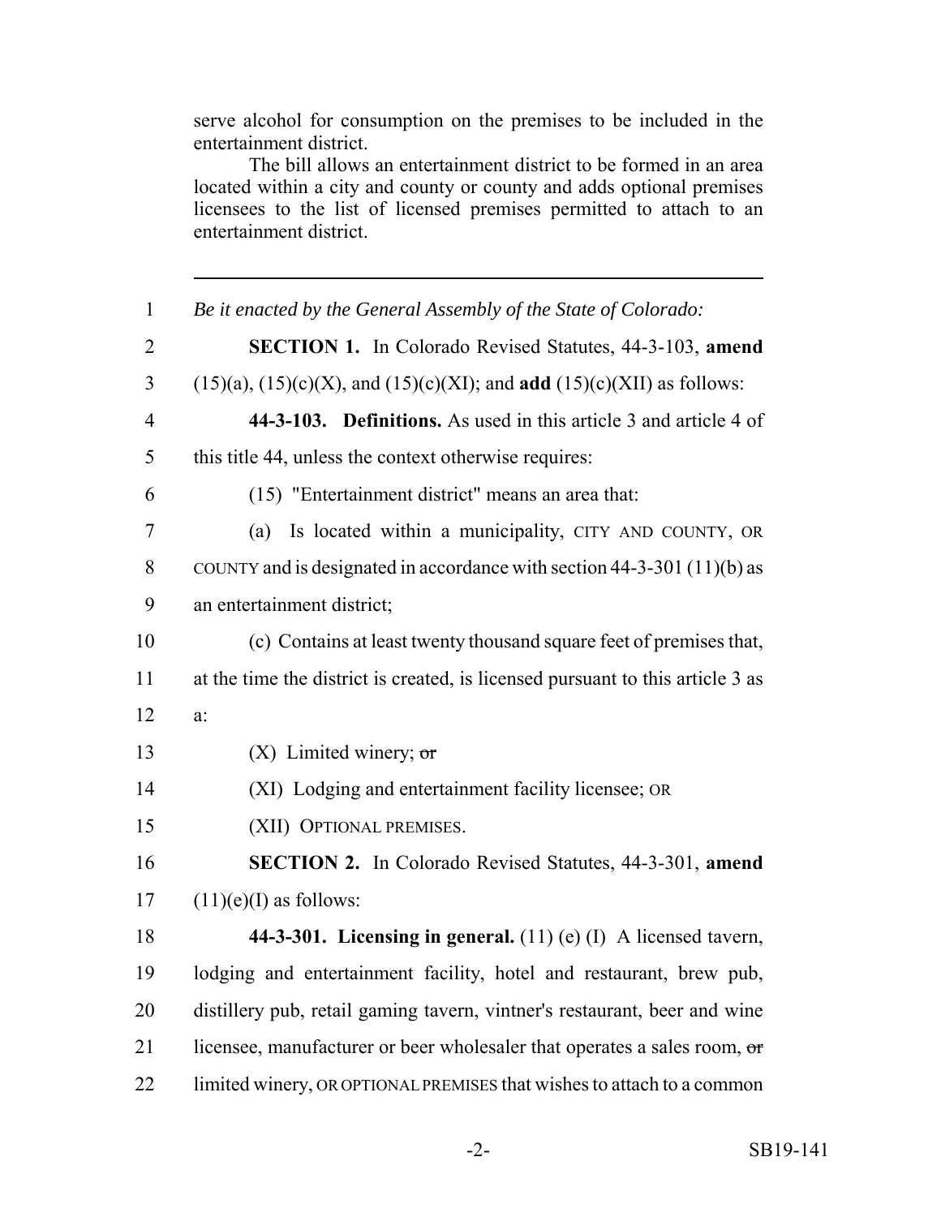serve alcohol for consumption on the premises to be included in the entertainment district.

The bill allows an entertainment district to be formed in an area located within a city and county or county and adds optional premises licensees to the list of licensed premises permitted to attach to an entertainment district.

---

1 *Be it enacted by the General Assembly of the State of Colorado:*

2 **SECTION 1.** In Colorado Revised Statutes, 44-3-103, **amend**
3 (15)(a), (15)(c)(X), and (15)(c)(XI); and **add** (15)(c)(XII) as follows:

4 **44-3-103. Definitions.** As used in this article 3 and article 4 of
5 this title 44, unless the context otherwise requires:

6 (15) "Entertainment district" means an area that:

7 (a) Is located within a municipality, CITY AND COUNTY, OR
8 COUNTY and is designated in accordance with section 44-3-301 (11)(b) as
9 an entertainment district;

10 (c) Contains at least twenty thousand square feet of premises that,
11 at the time the district is created, is licensed pursuant to this article 3 as
12 a:

13 (X) Limited winery; ~~or~~

14 (XI) Lodging and entertainment facility licensee; OR

15 (XII) OPTIONAL PREMISES.

16 **SECTION 2.** In Colorado Revised Statutes, 44-3-301, **amend**
17 (11)(e)(I) as follows:

18 **44-3-301. Licensing in general.** (11) (e) (I) A licensed tavern,
19 lodging and entertainment facility, hotel and restaurant, brew pub,
20 distillery pub, retail gaming tavern, vintner's restaurant, beer and wine
21 licensee, manufacturer or beer wholesaler that operates a sales room, ~~or~~
22 limited winery, OR OPTIONAL PREMISES that wishes to attach to a common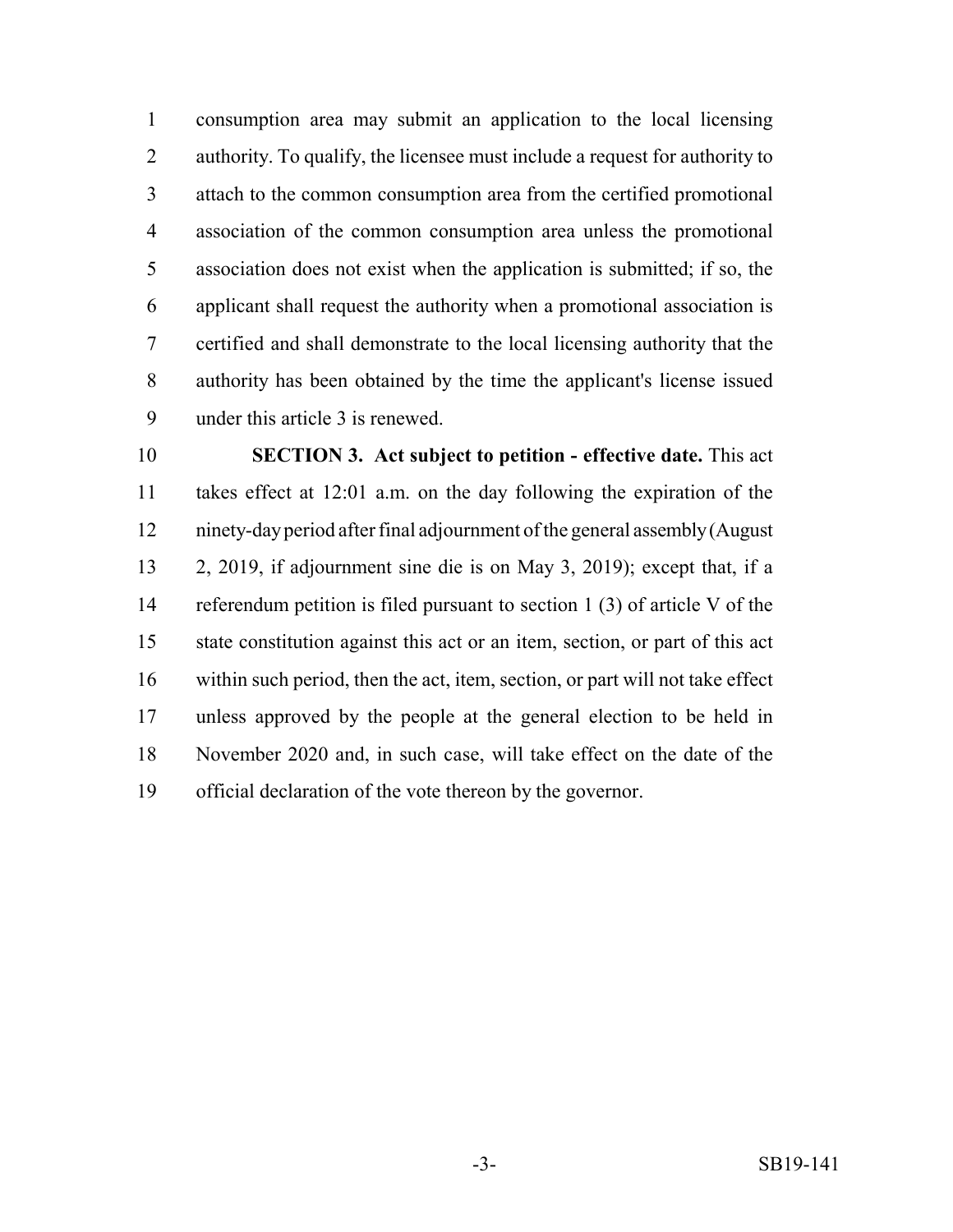consumption area may submit an application to the local licensing authority. To qualify, the licensee must include a request for authority to attach to the common consumption area from the certified promotional association of the common consumption area unless the promotional association does not exist when the application is submitted; if so, the applicant shall request the authority when a promotional association is certified and shall demonstrate to the local licensing authority that the authority has been obtained by the time the applicant's license issued under this article 3 is renewed.

**SECTION 3. Act subject to petition - effective date.** This act takes effect at 12:01 a.m. on the day following the expiration of the ninety-day period after final adjournment of the general assembly (August 2, 2019, if adjournment sine die is on May 3, 2019); except that, if a referendum petition is filed pursuant to section 1 (3) of article V of the state constitution against this act or an item, section, or part of this act within such period, then the act, item, section, or part will not take effect unless approved by the people at the general election to be held in November 2020 and, in such case, will take effect on the date of the official declaration of the vote thereon by the governor.